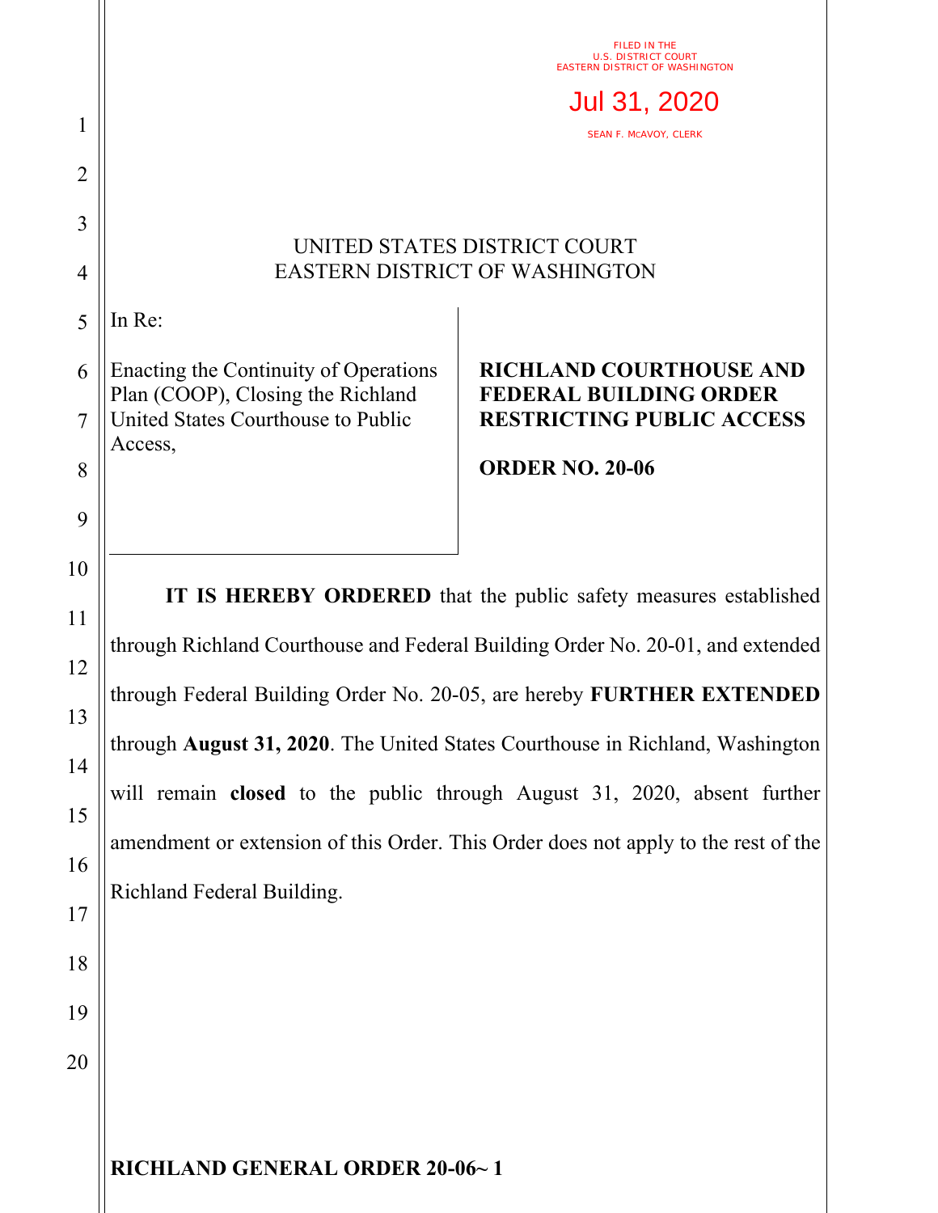FILED IN THE
U.S. DISTRICT COURT
EASTERN DISTRICT OF WASHINGTON

Jul 31, 2020

SEAN F. MCAVOY, CLERK

UNITED STATES DISTRICT COURT
EASTERN DISTRICT OF WASHINGTON

In Re:

Enacting the Continuity of Operations Plan (COOP), Closing the Richland United States Courthouse to Public Access,

**RICHLAND COURTHOUSE AND FEDERAL BUILDING ORDER RESTRICTING PUBLIC ACCESS**

**ORDER NO. 20-06**

**IT IS HEREBY ORDERED** that the public safety measures established through Richland Courthouse and Federal Building Order No. 20-01, and extended through Federal Building Order No. 20-05, are hereby **FURTHER EXTENDED** through **August 31, 2020**. The United States Courthouse in Richland, Washington will remain **closed** to the public through August 31, 2020, absent further amendment or extension of this Order. This Order does not apply to the rest of the Richland Federal Building.

**RICHLAND GENERAL ORDER 20-06~ 1**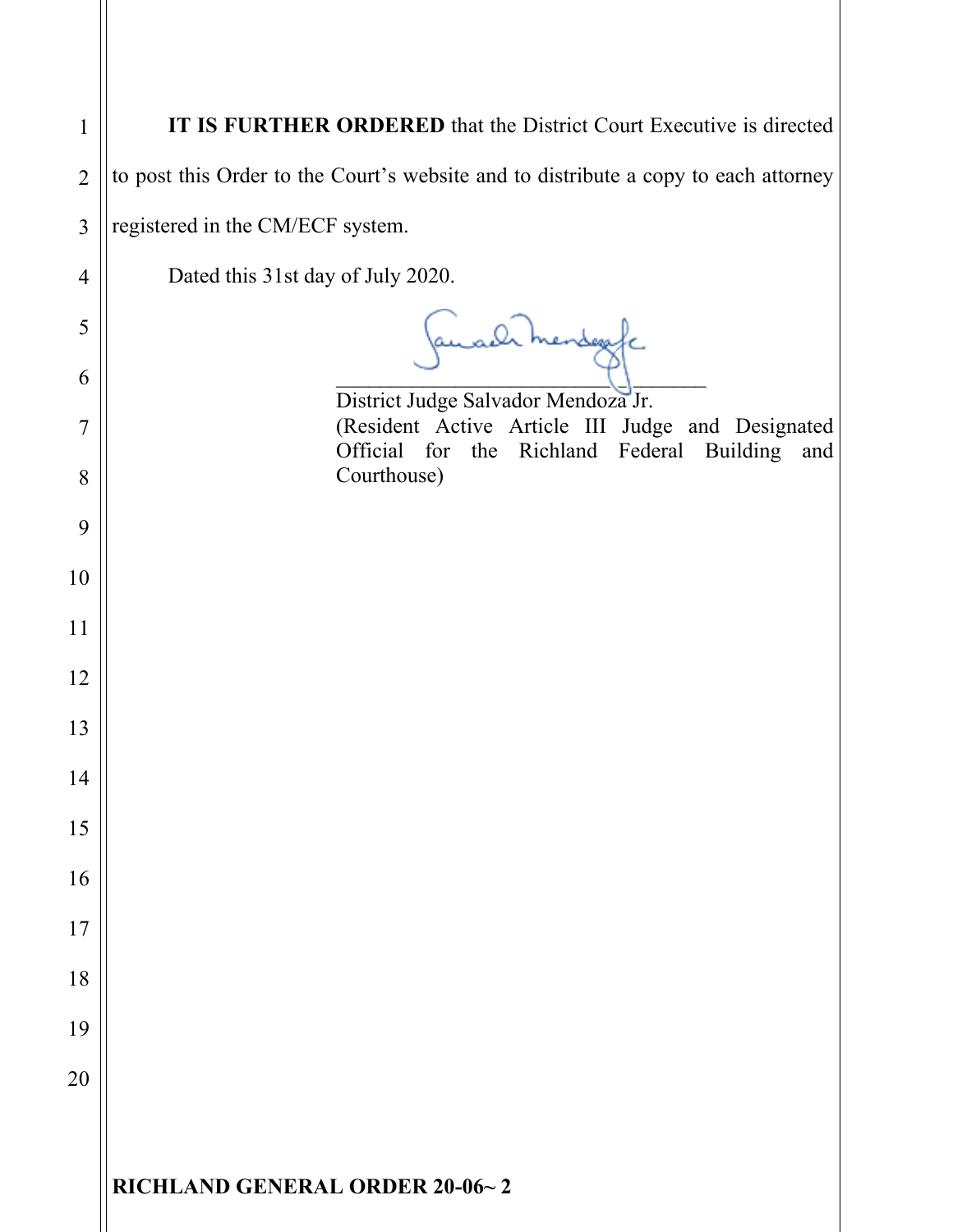**IT IS FURTHER ORDERED** that the District Court Executive is directed to post this Order to the Court's website and to distribute a copy to each attorney registered in the CM/ECF system.

Dated this 31st day of July 2020.

_________________________________

District Judge Salvador Mendoza Jr.
(Resident Active Article III Judge and Designated Official for the Richland Federal Building and Courthouse)

**RICHLAND GENERAL ORDER 20-06~ 2**